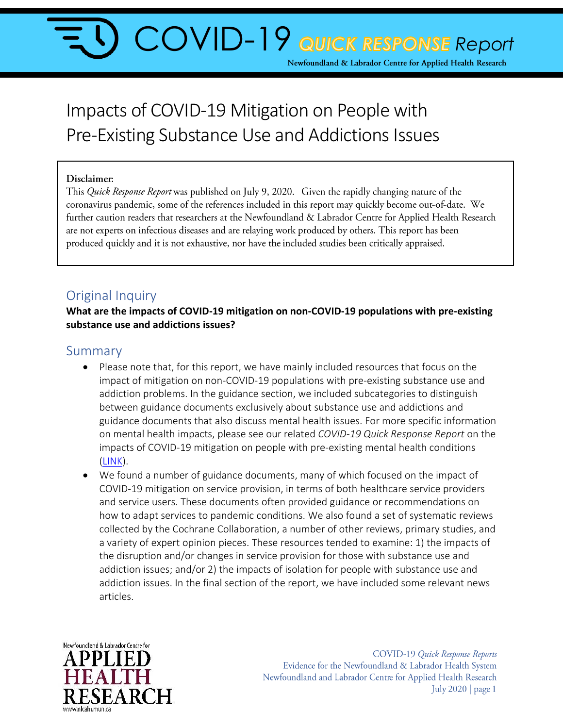# COVID-19 *QUICK RESPONSE* Report

Newfoundland & Labrador Centre for Applied Health Research

# Impacts of COVID-19 Mitigation on People with Pre-Existing Substance Use and Addictions Issues

**Disclaimer**:
This *Quick Response Report* was published on July 9, 2020. Given the rapidly changing nature of the coronavirus pandemic, some of the references included in this report may quickly become out-of-date. We further caution readers that researchers at the Newfoundland & Labrador Centre for Applied Health Research are not experts on infectious diseases and are relaying work produced by others. This report has been produced quickly and it is not exhaustive, nor have the included studies been critically appraised.

## Original Inquiry

**What are the impacts of COVID-19 mitigation on non-COVID-19 populations with pre-existing substance use and addictions issues?**

## Summary

- Please note that, for this report, we have mainly included resources that focus on the impact of mitigation on non-COVID-19 populations with pre-existing substance use and addiction problems. In the guidance section, we included subcategories to distinguish between guidance documents exclusively about substance use and addictions and guidance documents that also discuss mental health issues. For more specific information on mental health impacts, please see our related *COVID-19 Quick Response Report* on the impacts of COVID-19 mitigation on people with pre-existing mental health conditions (LINK).
- We found a number of guidance documents, many of which focused on the impact of COVID-19 mitigation on service provision, in terms of both healthcare service providers and service users. These documents often provided guidance or recommendations on how to adapt services to pandemic conditions. We also found a set of systematic reviews collected by the Cochrane Collaboration, a number of other reviews, primary studies, and a variety of expert opinion pieces. These resources tended to examine: 1) the impacts of the disruption and/or changes in service provision for those with substance use and addiction issues; and/or 2) the impacts of isolation for people with substance use and addiction issues. In the final section of the report, we have included some relevant news articles.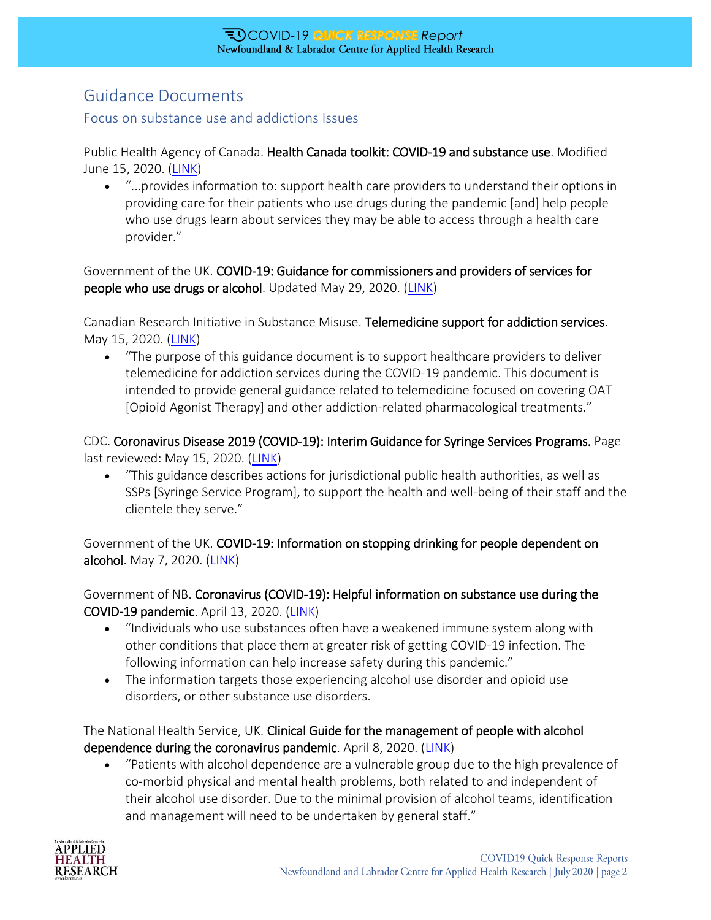## Guidance Documents

### Focus on substance use and addictions Issues

Public Health Agency of Canada. **Health Canada toolkit: COVID-19 and substance use**. Modified June 15, 2020. (LINK)

- "...provides information to: support health care providers to understand their options in providing care for their patients who use drugs during the pandemic [and] help people who use drugs learn about services they may be able to access through a health care provider."

Government of the UK. **COVID-19: Guidance for commissioners and providers of services for people who use drugs or alcohol**. Updated May 29, 2020. (LINK)

Canadian Research Initiative in Substance Misuse. **Telemedicine support for addiction services**. May 15, 2020. (LINK)

- "The purpose of this guidance document is to support healthcare providers to deliver telemedicine for addiction services during the COVID-19 pandemic. This document is intended to provide general guidance related to telemedicine focused on covering OAT [Opioid Agonist Therapy] and other addiction-related pharmacological treatments."

CDC. **Coronavirus Disease 2019 (COVID-19): Interim Guidance for Syringe Services Programs.** Page last reviewed: May 15, 2020. (LINK)

- "This guidance describes actions for jurisdictional public health authorities, as well as SSPs [Syringe Service Program], to support the health and well-being of their staff and the clientele they serve."

Government of the UK. **COVID-19: Information on stopping drinking for people dependent on alcohol**. May 7, 2020. (LINK)

Government of NB. **Coronavirus (COVID-19): Helpful information on substance use during the COVID-19 pandemic**. April 13, 2020. (LINK)

- "Individuals who use substances often have a weakened immune system along with other conditions that place them at greater risk of getting COVID-19 infection. The following information can help increase safety during this pandemic."
- The information targets those experiencing alcohol use disorder and opioid use disorders, or other substance use disorders.

The National Health Service, UK. **Clinical Guide for the management of people with alcohol dependence during the coronavirus pandemic**. April 8, 2020. (LINK)

- "Patients with alcohol dependence are a vulnerable group due to the high prevalence of co-morbid physical and mental health problems, both related to and independent of their alcohol use disorder. Due to the minimal provision of alcohol teams, identification and management will need to be undertaken by general staff."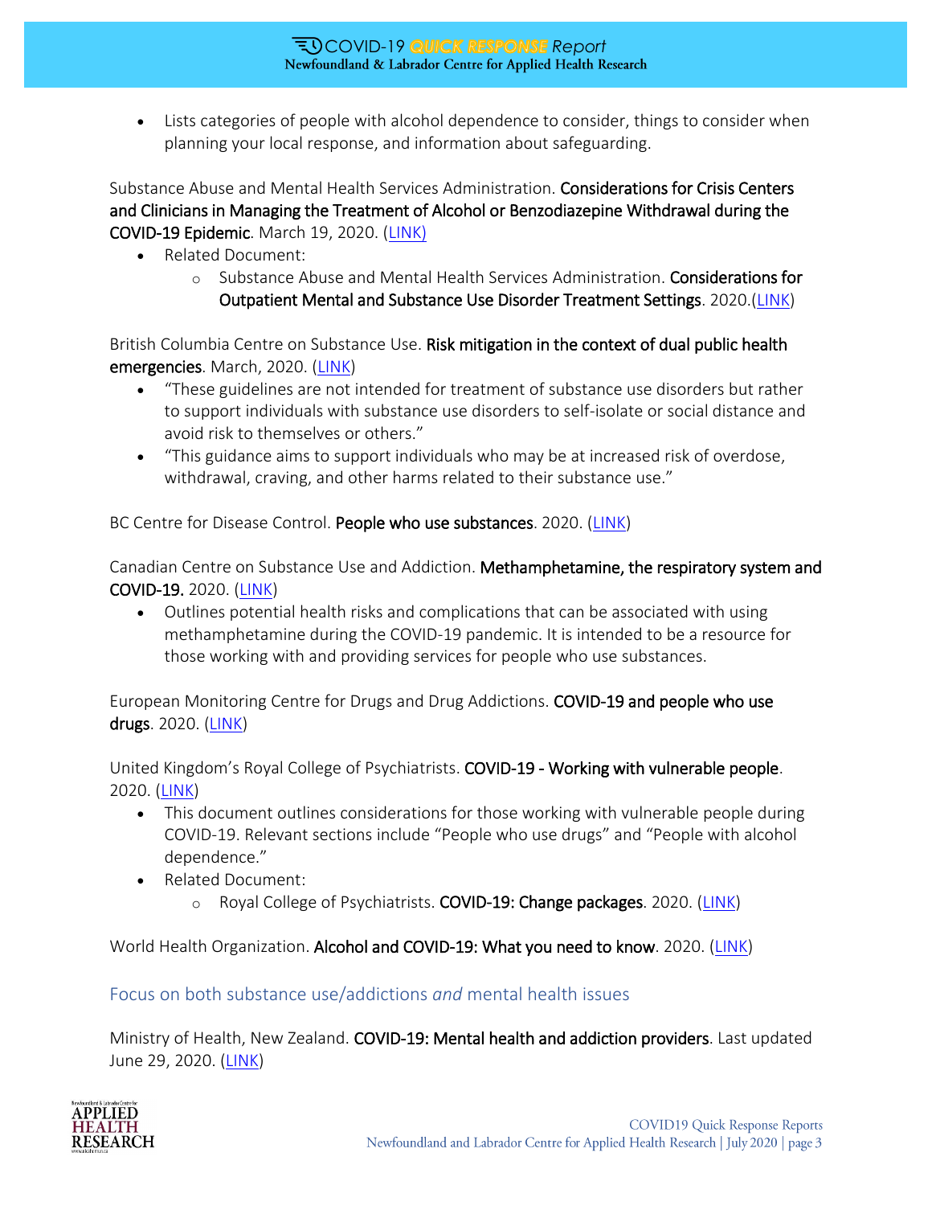- Lists categories of people with alcohol dependence to consider, things to consider when planning your local response, and information about safeguarding.

Substance Abuse and Mental Health Services Administration. **Considerations for Crisis Centers and Clinicians in Managing the Treatment of Alcohol or Benzodiazepine Withdrawal during the COVID-19 Epidemic**. March 19, 2020. (LINK)

- Related Document:
    - Substance Abuse and Mental Health Services Administration. **Considerations for Outpatient Mental and Substance Use Disorder Treatment Settings**. 2020.(LINK)

British Columbia Centre on Substance Use. **Risk mitigation in the context of dual public health emergencies**. March, 2020. (LINK)

- "These guidelines are not intended for treatment of substance use disorders but rather to support individuals with substance use disorders to self-isolate or social distance and avoid risk to themselves or others."
- "This guidance aims to support individuals who may be at increased risk of overdose, withdrawal, craving, and other harms related to their substance use."

BC Centre for Disease Control. **People who use substances**. 2020. (LINK)

Canadian Centre on Substance Use and Addiction. **Methamphetamine, the respiratory system and COVID-19.** 2020. (LINK)

- Outlines potential health risks and complications that can be associated with using methamphetamine during the COVID-19 pandemic. It is intended to be a resource for those working with and providing services for people who use substances.

European Monitoring Centre for Drugs and Drug Addictions. **COVID-19 and people who use drugs**. 2020. (LINK)

United Kingdom's Royal College of Psychiatrists. **COVID-19 - Working with vulnerable people**. 2020. (LINK)

- This document outlines considerations for those working with vulnerable people during COVID-19. Relevant sections include "People who use drugs" and "People with alcohol dependence."
- Related Document:
    - Royal College of Psychiatrists. **COVID-19: Change packages**. 2020. (LINK)

World Health Organization. **Alcohol and COVID-19: What you need to know**. 2020. (LINK)

### Focus on both substance use/addictions *and* mental health issues

Ministry of Health, New Zealand. **COVID-19: Mental health and addiction providers**. Last updated June 29, 2020. (LINK)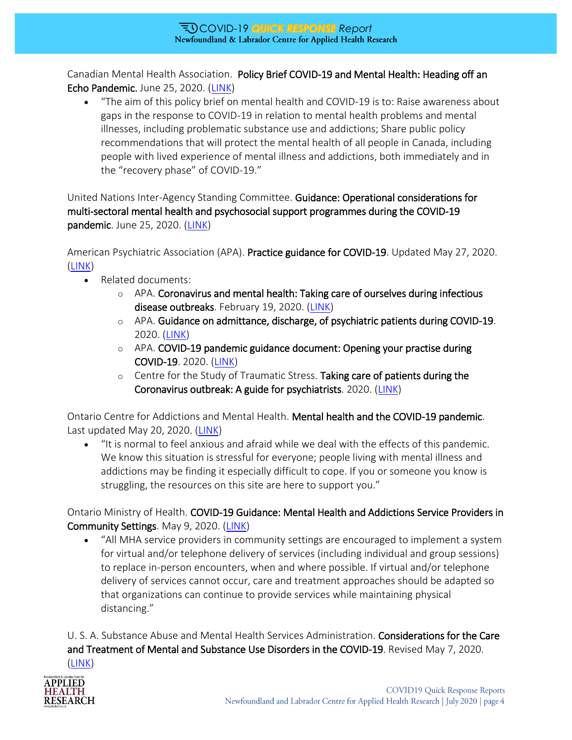Canadian Mental Health Association. **Policy Brief COVID-19 and Mental Health: Heading off an Echo Pandemic.** June 25, 2020. (LINK)

- "The aim of this policy brief on mental health and COVID-19 is to: Raise awareness about gaps in the response to COVID-19 in relation to mental health problems and mental illnesses, including problematic substance use and addictions; Share public policy recommendations that will protect the mental health of all people in Canada, including people with lived experience of mental illness and addictions, both immediately and in the "recovery phase" of COVID-19."

United Nations Inter-Agency Standing Committee. **Guidance: Operational considerations for multi-sectoral mental health and psychosocial support programmes during the COVID-19 pandemic**. June 25, 2020. (LINK)

American Psychiatric Association (APA). **Practice guidance for COVID-19**. Updated May 27, 2020. (LINK)

- Related documents:
  - APA. **Coronavirus and mental health: Taking care of ourselves during infectious disease outbreaks**. February 19, 2020. (LINK)
  - APA. **Guidance on admittance, discharge, of psychiatric patients during COVID-19**. 2020. (LINK)
  - APA. **COVID-19 pandemic guidance document: Opening your practise during COVID-19**. 2020. (LINK)
  - Centre for the Study of Traumatic Stress. **Taking care of patients during the Coronavirus outbreak: A guide for psychiatrists**. 2020. (LINK)

Ontario Centre for Addictions and Mental Health. **Mental health and the COVID-19 pandemic**. Last updated May 20, 2020. (LINK)

- "It is normal to feel anxious and afraid while we deal with the effects of this pandemic. We know this situation is stressful for everyone; people living with mental illness and addictions may be finding it especially difficult to cope. If you or someone you know is struggling, the resources on this site are here to support you."

Ontario Ministry of Health. **COVID-19 Guidance: Mental Health and Addictions Service Providers in Community Settings**. May 9, 2020. (LINK)

- "All MHA service providers in community settings are encouraged to implement a system for virtual and/or telephone delivery of services (including individual and group sessions) to replace in-person encounters, when and where possible. If virtual and/or telephone delivery of services cannot occur, care and treatment approaches should be adapted so that organizations can continue to provide services while maintaining physical distancing."

U. S. A. Substance Abuse and Mental Health Services Administration. **Considerations for the Care and Treatment of Mental and Substance Use Disorders in the COVID-19**. Revised May 7, 2020. (LINK)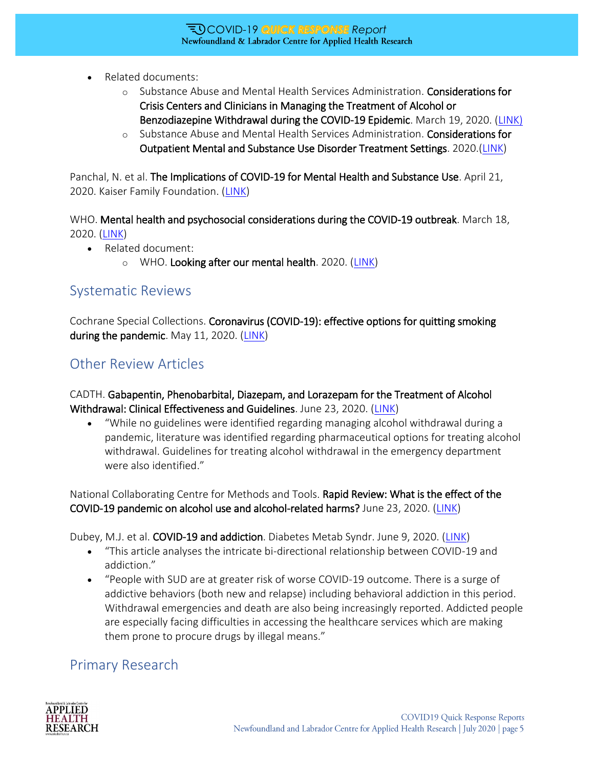- Related documents:
  - Substance Abuse and Mental Health Services Administration. **Considerations for Crisis Centers and Clinicians in Managing the Treatment of Alcohol or Benzodiazepine Withdrawal during the COVID-19 Epidemic**. March 19, 2020. (LINK)
  - Substance Abuse and Mental Health Services Administration. **Considerations for Outpatient Mental and Substance Use Disorder Treatment Settings**. 2020.(LINK)

Panchal, N. et al. **The Implications of COVID-19 for Mental Health and Substance Use**. April 21, 2020. Kaiser Family Foundation. (LINK)

WHO. **Mental health and psychosocial considerations during the COVID-19 outbreak**. March 18, 2020. (LINK)

- Related document:
  - WHO. **Looking after our mental health**. 2020. (LINK)

## Systematic Reviews

Cochrane Special Collections. **Coronavirus (COVID-19): effective options for quitting smoking during the pandemic**. May 11, 2020. (LINK)

## Other Review Articles

CADTH. **Gabapentin, Phenobarbital, Diazepam, and Lorazepam for the Treatment of Alcohol Withdrawal: Clinical Effectiveness and Guidelines**. June 23, 2020. (LINK)

- "While no guidelines were identified regarding managing alcohol withdrawal during a pandemic, literature was identified regarding pharmaceutical options for treating alcohol withdrawal. Guidelines for treating alcohol withdrawal in the emergency department were also identified."

National Collaborating Centre for Methods and Tools. **Rapid Review: What is the effect of the COVID-19 pandemic on alcohol use and alcohol-related harms?** June 23, 2020. (LINK)

Dubey, M.J. et al. **COVID-19 and addiction**. Diabetes Metab Syndr. June 9, 2020. (LINK)

- "This article analyses the intricate bi-directional relationship between COVID-19 and addiction."
- "People with SUD are at greater risk of worse COVID-19 outcome. There is a surge of addictive behaviors (both new and relapse) including behavioral addiction in this period. Withdrawal emergencies and death are also being increasingly reported. Addicted people are especially facing difficulties in accessing the healthcare services which are making them prone to procure drugs by illegal means."

## Primary Research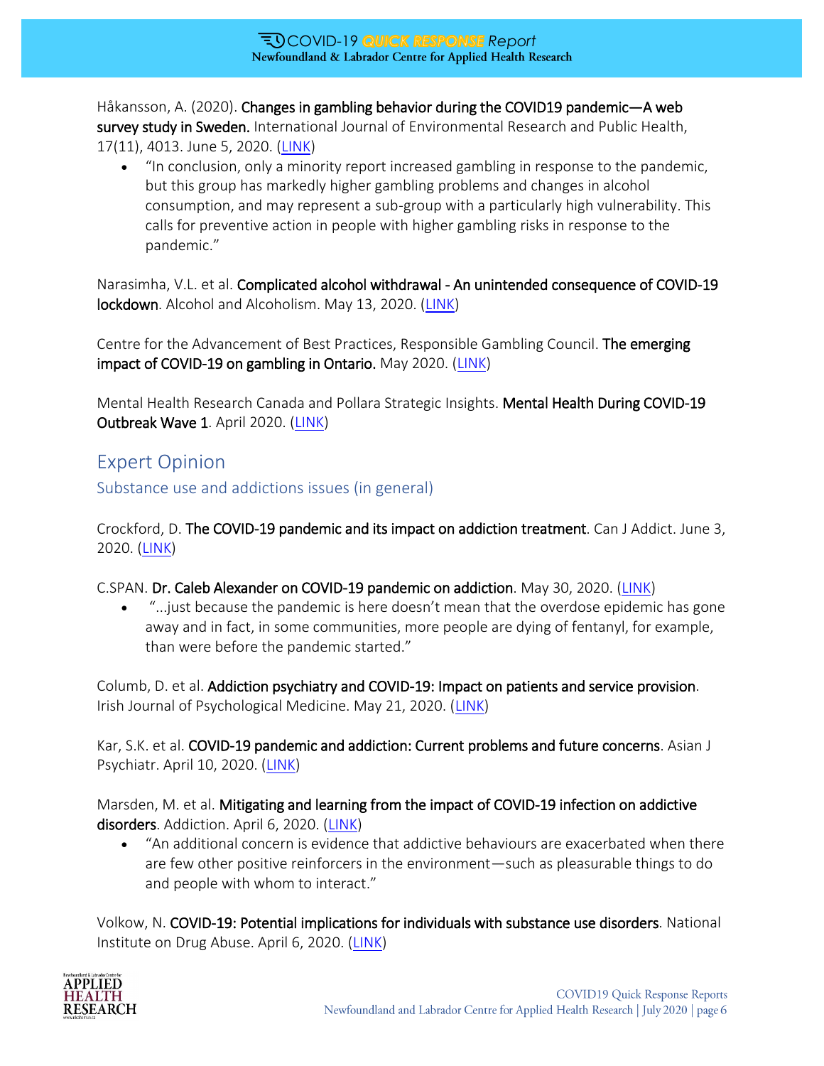Håkansson, A. (2020). **Changes in gambling behavior during the COVID19 pandemic—A web survey study in Sweden.** International Journal of Environmental Research and Public Health, 17(11), 4013. June 5, 2020. (LINK)

- "In conclusion, only a minority report increased gambling in response to the pandemic, but this group has markedly higher gambling problems and changes in alcohol consumption, and may represent a sub-group with a particularly high vulnerability. This calls for preventive action in people with higher gambling risks in response to the pandemic."

Narasimha, V.L. et al. **Complicated alcohol withdrawal - An unintended consequence of COVID-19 lockdown**. Alcohol and Alcoholism. May 13, 2020. (LINK)

Centre for the Advancement of Best Practices, Responsible Gambling Council. **The emerging impact of COVID-19 on gambling in Ontario.** May 2020. (LINK)

Mental Health Research Canada and Pollara Strategic Insights. **Mental Health During COVID-19 Outbreak Wave 1**. April 2020. (LINK)

## Expert Opinion

### Substance use and addictions issues (in general)

Crockford, D. **The COVID-19 pandemic and its impact on addiction treatment**. Can J Addict. June 3, 2020. (LINK)

C.SPAN. **Dr. Caleb Alexander on COVID-19 pandemic on addiction**. May 30, 2020. (LINK)

- "...just because the pandemic is here doesn't mean that the overdose epidemic has gone away and in fact, in some communities, more people are dying of fentanyl, for example, than were before the pandemic started."

Columb, D. et al. **Addiction psychiatry and COVID-19: Impact on patients and service provision**. Irish Journal of Psychological Medicine. May 21, 2020. (LINK)

Kar, S.K. et al. **COVID-19 pandemic and addiction: Current problems and future concerns**. Asian J Psychiatr. April 10, 2020. (LINK)

Marsden, M. et al. **Mitigating and learning from the impact of COVID-19 infection on addictive disorders**. Addiction. April 6, 2020. (LINK)

- "An additional concern is evidence that addictive behaviours are exacerbated when there are few other positive reinforcers in the environment—such as pleasurable things to do and people with whom to interact."

Volkow, N. **COVID-19: Potential implications for individuals with substance use disorders**. National Institute on Drug Abuse. April 6, 2020. (LINK)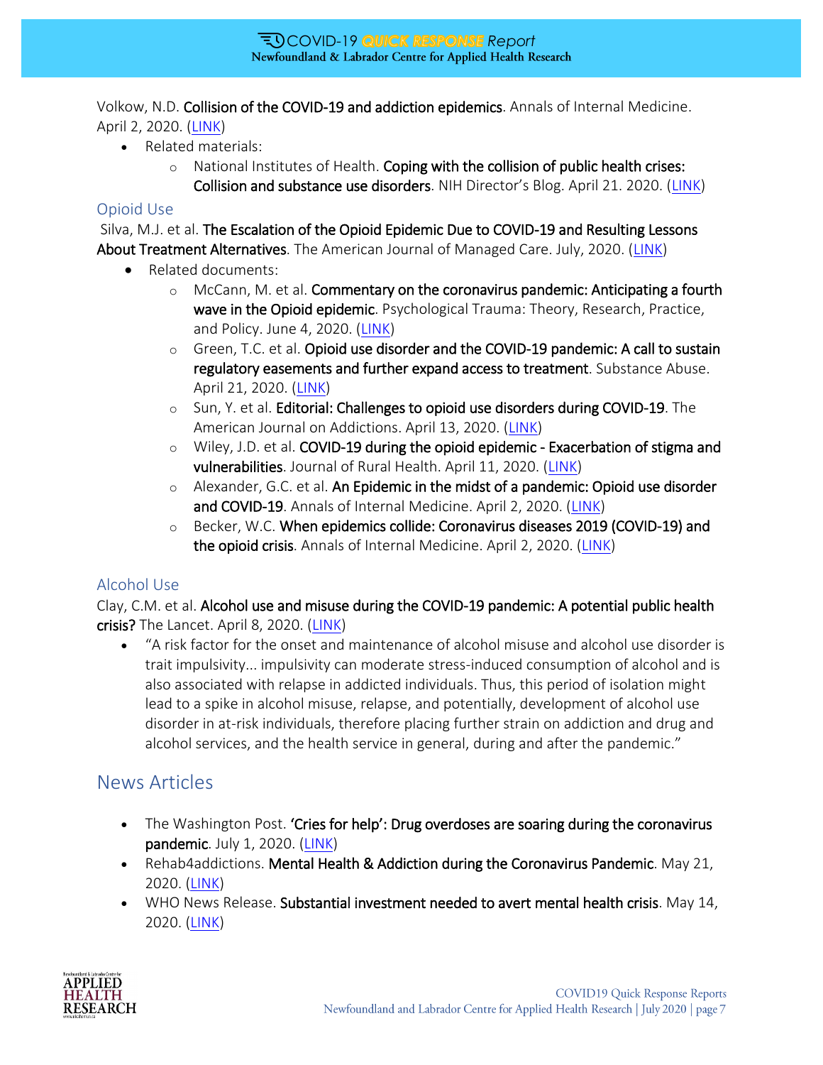Volkow, N.D. **Collision of the COVID-19 and addiction epidemics**. Annals of Internal Medicine. April 2, 2020. (LINK)

- Related materials:
  - National Institutes of Health. **Coping with the collision of public health crises: Collision and substance use disorders**. NIH Director's Blog. April 21. 2020. (LINK)

### Opioid Use

Silva, M.J. et al. **The Escalation of the Opioid Epidemic Due to COVID-19 and Resulting Lessons About Treatment Alternatives**. The American Journal of Managed Care. July, 2020. (LINK)

- Related documents:
  - McCann, M. et al. **Commentary on the coronavirus pandemic: Anticipating a fourth wave in the Opioid epidemic**. Psychological Trauma: Theory, Research, Practice, and Policy. June 4, 2020. (LINK)
  - Green, T.C. et al. **Opioid use disorder and the COVID-19 pandemic: A call to sustain regulatory easements and further expand access to treatment**. Substance Abuse. April 21, 2020. (LINK)
  - Sun, Y. et al. **Editorial: Challenges to opioid use disorders during COVID-19**. The American Journal on Addictions. April 13, 2020. (LINK)
  - Wiley, J.D. et al. **COVID-19 during the opioid epidemic - Exacerbation of stigma and vulnerabilities**. Journal of Rural Health. April 11, 2020. (LINK)
  - Alexander, G.C. et al. **An Epidemic in the midst of a pandemic: Opioid use disorder and COVID-19**. Annals of Internal Medicine. April 2, 2020. (LINK)
  - Becker, W.C. **When epidemics collide: Coronavirus diseases 2019 (COVID-19) and the opioid crisis**. Annals of Internal Medicine. April 2, 2020. (LINK)

### Alcohol Use

Clay, C.M. et al. **Alcohol use and misuse during the COVID-19 pandemic: A potential public health crisis?** The Lancet. April 8, 2020. (LINK)

- "A risk factor for the onset and maintenance of alcohol misuse and alcohol use disorder is trait impulsivity... impulsivity can moderate stress-induced consumption of alcohol and is also associated with relapse in addicted individuals. Thus, this period of isolation might lead to a spike in alcohol misuse, relapse, and potentially, development of alcohol use disorder in at-risk individuals, therefore placing further strain on addiction and drug and alcohol services, and the health service in general, during and after the pandemic."

## News Articles

- The Washington Post. **'Cries for help': Drug overdoses are soaring during the coronavirus pandemic**. July 1, 2020. (LINK)
- Rehab4addictions. **Mental Health & Addiction during the Coronavirus Pandemic**. May 21, 2020. (LINK)
- WHO News Release. **Substantial investment needed to avert mental health crisis**. May 14, 2020. (LINK)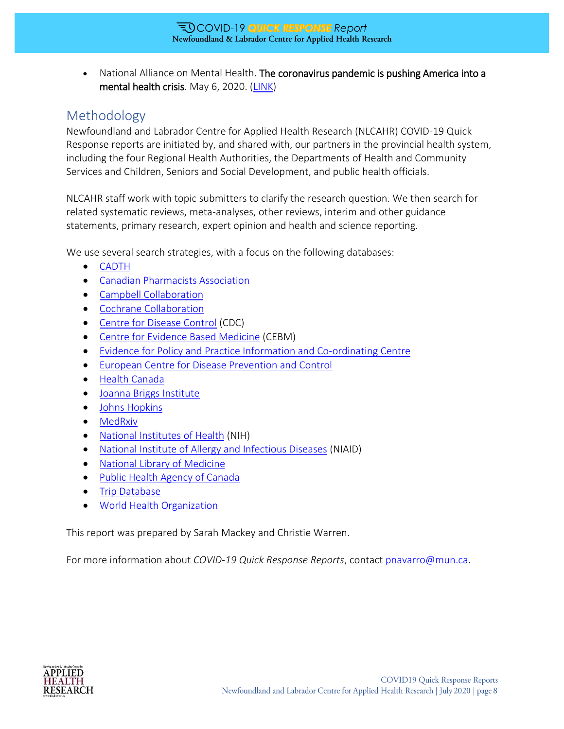- National Alliance on Mental Health. **The coronavirus pandemic is pushing America into a mental health crisis**. May 6, 2020. (LINK)

## Methodology

Newfoundland and Labrador Centre for Applied Health Research (NLCAHR) COVID-19 Quick Response reports are initiated by, and shared with, our partners in the provincial health system, including the four Regional Health Authorities, the Departments of Health and Community Services and Children, Seniors and Social Development, and public health officials.

NLCAHR staff work with topic submitters to clarify the research question. We then search for related systematic reviews, meta-analyses, other reviews, interim and other guidance statements, primary research, expert opinion and health and science reporting.

We use several search strategies, with a focus on the following databases:

- CADTH
- Canadian Pharmacists Association
- Campbell Collaboration
- Cochrane Collaboration
- Centre for Disease Control (CDC)
- Centre for Evidence Based Medicine (CEBM)
- Evidence for Policy and Practice Information and Co-ordinating Centre
- European Centre for Disease Prevention and Control
- Health Canada
- Joanna Briggs Institute
- Johns Hopkins
- MedRxiv
- National Institutes of Health (NIH)
- National Institute of Allergy and Infectious Diseases (NIAID)
- National Library of Medicine
- Public Health Agency of Canada
- Trip Database
- World Health Organization

This report was prepared by Sarah Mackey and Christie Warren.

For more information about *COVID-19 Quick Response Reports*, contact pnavarro@mun.ca.